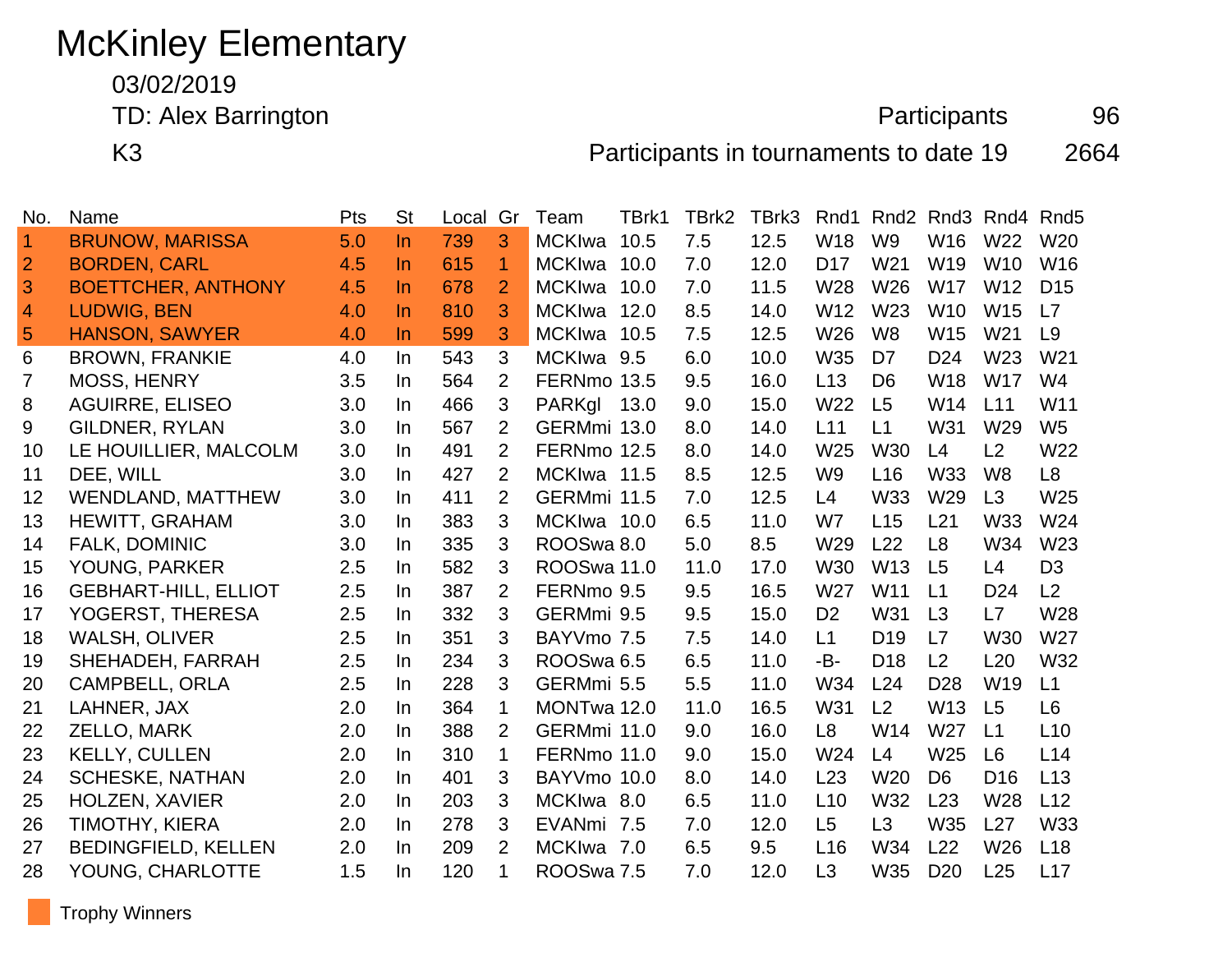# McKinley Elementary

03/02/2019

TD: Alex Barrington

K3

Participants 96

Participants in tournaments to date 19 2664

| No. | Name | Pts | St | Local | Gr | Team | TBrk1 | TBrk2 | TBrk3 | Rnd1 | Rnd2 | Rnd3 | Rnd4 | Rnd5 |
|---|---|---|---|---|---|---|---|---|---|---|---|---|---|---|
| 1 | BRUNOW, MARISSA | 5.0 | In | 739 | 3 | MCKIwa | 10.5 | 7.5 | 12.5 | W18 | W9 | W16 | W22 | W20 |
| 2 | BORDEN, CARL | 4.5 | In | 615 | 1 | MCKIwa | 10.0 | 7.0 | 12.0 | D17 | W21 | W19 | W10 | W16 |
| 3 | BOETTCHER, ANTHONY | 4.5 | In | 678 | 2 | MCKIwa | 10.0 | 7.0 | 11.5 | W28 | W26 | W17 | W12 | D15 |
| 4 | LUDWIG, BEN | 4.0 | In | 810 | 3 | MCKIwa | 12.0 | 8.5 | 14.0 | W12 | W23 | W10 | W15 | L7 |
| 5 | HANSON, SAWYER | 4.0 | In | 599 | 3 | MCKIwa | 10.5 | 7.5 | 12.5 | W26 | W8 | W15 | W21 | L9 |
| 6 | BROWN, FRANKIE | 4.0 | In | 543 | 3 | MCKIwa | 9.5 | 6.0 | 10.0 | W35 | D7 | D24 | W23 | W21 |
| 7 | MOSS, HENRY | 3.5 | In | 564 | 2 | FERNmo | 13.5 | 9.5 | 16.0 | L13 | D6 | W18 | W17 | W4 |
| 8 | AGUIRRE, ELISEO | 3.0 | In | 466 | 3 | PARKgl | 13.0 | 9.0 | 15.0 | W22 | L5 | W14 | L11 | W11 |
| 9 | GILDNER, RYLAN | 3.0 | In | 567 | 2 | GERMmi | 13.0 | 8.0 | 14.0 | L11 | L1 | W31 | W29 | W5 |
| 10 | LE HOUILLIER, MALCOLM | 3.0 | In | 491 | 2 | FERNmo | 12.5 | 8.0 | 14.0 | W25 | W30 | L4 | L2 | W22 |
| 11 | DEE, WILL | 3.0 | In | 427 | 2 | MCKIwa | 11.5 | 8.5 | 12.5 | W9 | L16 | W33 | W8 | L8 |
| 12 | WENDLAND, MATTHEW | 3.0 | In | 411 | 2 | GERMmi | 11.5 | 7.0 | 12.5 | L4 | W33 | W29 | L3 | W25 |
| 13 | HEWITT, GRAHAM | 3.0 | In | 383 | 3 | MCKIwa | 10.0 | 6.5 | 11.0 | W7 | L15 | L21 | W33 | W24 |
| 14 | FALK, DOMINIC | 3.0 | In | 335 | 3 | ROOSwa | 8.0 | 5.0 | 8.5 | W29 | L22 | L8 | W34 | W23 |
| 15 | YOUNG, PARKER | 2.5 | In | 582 | 3 | ROOSwa | 11.0 | 11.0 | 17.0 | W30 | W13 | L5 | L4 | D3 |
| 16 | GEBHART-HILL, ELLIOT | 2.5 | In | 387 | 2 | FERNmo | 9.5 | 9.5 | 16.5 | W27 | W11 | L1 | D24 | L2 |
| 17 | YOGERST, THERESA | 2.5 | In | 332 | 3 | GERMmi | 9.5 | 9.5 | 15.0 | D2 | W31 | L3 | L7 | W28 |
| 18 | WALSH, OLIVER | 2.5 | In | 351 | 3 | BAYVmo | 7.5 | 7.5 | 14.0 | L1 | D19 | L7 | W30 | W27 |
| 19 | SHEHADEH, FARRAH | 2.5 | In | 234 | 3 | ROOSwa | 6.5 | 6.5 | 11.0 | -B- | D18 | L2 | L20 | W32 |
| 20 | CAMPBELL, ORLA | 2.5 | In | 228 | 3 | GERMmi | 5.5 | 5.5 | 11.0 | W34 | L24 | D28 | W19 | L1 |
| 21 | LAHNER, JAX | 2.0 | In | 364 | 1 | MONTwa | 12.0 | 11.0 | 16.5 | W31 | L2 | W13 | L5 | L6 |
| 22 | ZELLO, MARK | 2.0 | In | 388 | 2 | GERMmi | 11.0 | 9.0 | 16.0 | L8 | W14 | W27 | L1 | L10 |
| 23 | KELLY, CULLEN | 2.0 | In | 310 | 1 | FERNmo | 11.0 | 9.0 | 15.0 | W24 | L4 | W25 | L6 | L14 |
| 24 | SCHESKE, NATHAN | 2.0 | In | 401 | 3 | BAYVmo | 10.0 | 8.0 | 14.0 | L23 | W20 | D6 | D16 | L13 |
| 25 | HOLZEN, XAVIER | 2.0 | In | 203 | 3 | MCKIwa | 8.0 | 6.5 | 11.0 | L10 | W32 | L23 | W28 | L12 |
| 26 | TIMOTHY, KIERA | 2.0 | In | 278 | 3 | EVANmi | 7.5 | 7.0 | 12.0 | L5 | L3 | W35 | L27 | W33 |
| 27 | BEDINGFIELD, KELLEN | 2.0 | In | 209 | 2 | MCKIwa | 7.0 | 6.5 | 9.5 | L16 | W34 | L22 | W26 | L18 |
| 28 | YOUNG, CHARLOTTE | 1.5 | In | 120 | 1 | ROOSwa | 7.5 | 7.0 | 12.0 | L3 | W35 | D20 | L25 | L17 |

Trophy Winners (rows 1–5)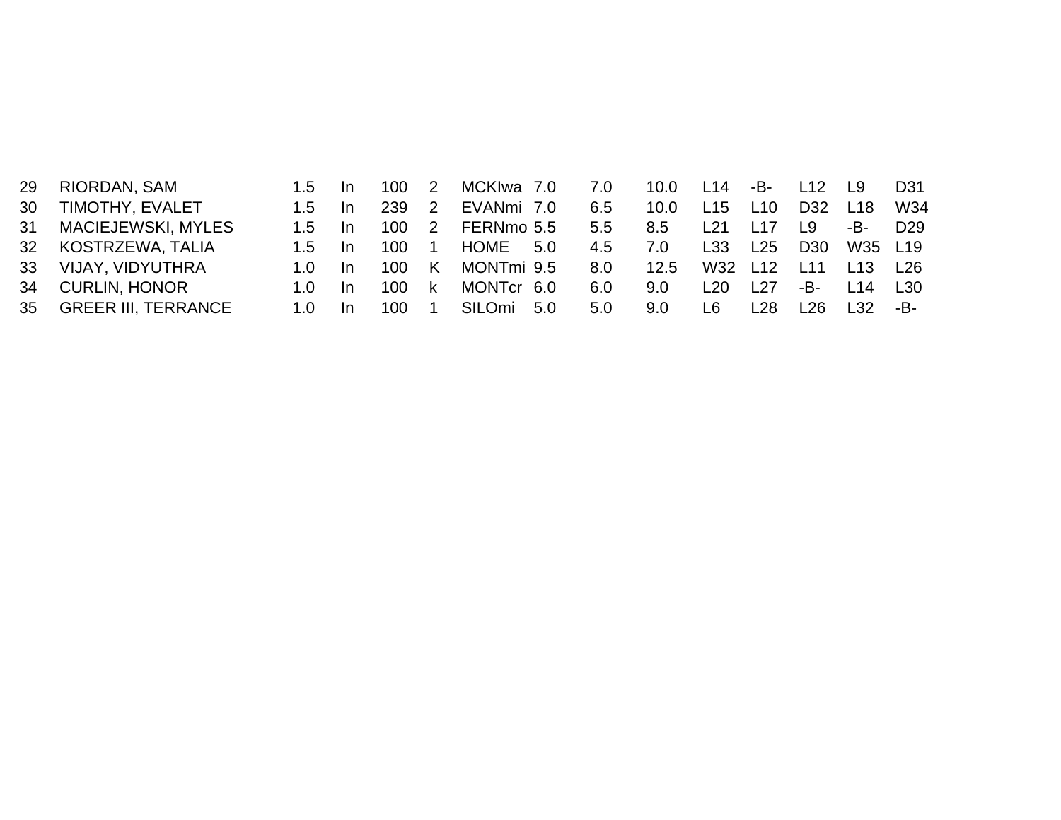| | | | | | | | | | | | | | | |
|---|---|---|---|---|---|---|---|---|---|---|---|---|---|---|
| 29 | RIORDAN, SAM | 1.5 | In | 100 | 2 | MCKIwa | 7.0 | 7.0 | 10.0 | L14 | -B- | L12 | L9 | D31 |
| 30 | TIMOTHY, EVALET | 1.5 | In | 239 | 2 | EVANmi | 7.0 | 6.5 | 10.0 | L15 | L10 | D32 | L18 | W34 |
| 31 | MACIEJEWSKI, MYLES | 1.5 | In | 100 | 2 | FERNmo | 5.5 | 5.5 | 8.5 | L21 | L17 | L9 | -B- | D29 |
| 32 | KOSTRZEWA, TALIA | 1.5 | In | 100 | 1 | HOME | 5.0 | 4.5 | 7.0 | L33 | L25 | D30 | W35 | L19 |
| 33 | VIJAY, VIDYUTHRA | 1.0 | In | 100 | K | MONTmi | 9.5 | 8.0 | 12.5 | W32 | L12 | L11 | L13 | L26 |
| 34 | CURLIN, HONOR | 1.0 | In | 100 | k | MONTcr | 6.0 | 6.0 | 9.0 | L20 | L27 | -B- | L14 | L30 |
| 35 | GREER III, TERRANCE | 1.0 | In | 100 | 1 | SILOmi | 5.0 | 5.0 | 9.0 | L6 | L28 | L26 | L32 | -B- |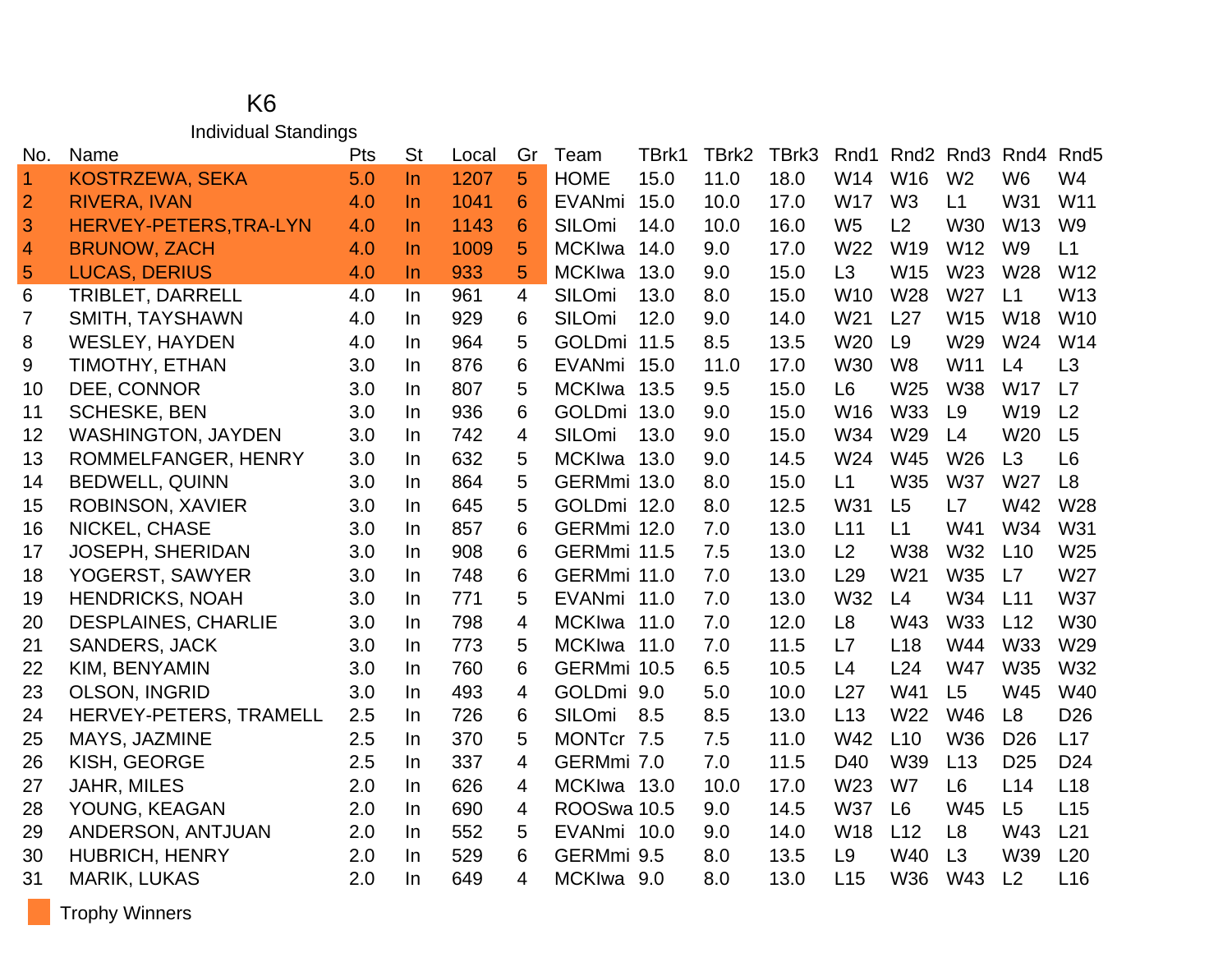# K6

## Individual Standings

| No. | Name | Pts | St | Local | Gr | Team | TBrk1 | TBrk2 | TBrk3 | Rnd1 | Rnd2 | Rnd3 | Rnd4 | Rnd5 |
|---|---|---|---|---|---|---|---|---|---|---|---|---|---|---|
| 1 | KOSTRZEWA, SEKA | 5.0 | In | 1207 | 5 | HOME | 15.0 | 11.0 | 18.0 | W14 | W16 | W2 | W6 | W4 |
| 2 | RIVERA, IVAN | 4.0 | In | 1041 | 6 | EVANmi | 15.0 | 10.0 | 17.0 | W17 | W3 | L1 | W31 | W11 |
| 3 | HERVEY-PETERS,TRA-LYN | 4.0 | In | 1143 | 6 | SILOmi | 14.0 | 10.0 | 16.0 | W5 | L2 | W30 | W13 | W9 |
| 4 | BRUNOW, ZACH | 4.0 | In | 1009 | 5 | MCKIwa | 14.0 | 9.0 | 17.0 | W22 | W19 | W12 | W9 | L1 |
| 5 | LUCAS, DERIUS | 4.0 | In | 933 | 5 | MCKIwa | 13.0 | 9.0 | 15.0 | L3 | W15 | W23 | W28 | W12 |
| 6 | TRIBLET, DARRELL | 4.0 | In | 961 | 4 | SILOmi | 13.0 | 8.0 | 15.0 | W10 | W28 | W27 | L1 | W13 |
| 7 | SMITH, TAYSHAWN | 4.0 | In | 929 | 6 | SILOmi | 12.0 | 9.0 | 14.0 | W21 | L27 | W15 | W18 | W10 |
| 8 | WESLEY, HAYDEN | 4.0 | In | 964 | 5 | GOLDmi | 11.5 | 8.5 | 13.5 | W20 | L9 | W29 | W24 | W14 |
| 9 | TIMOTHY, ETHAN | 3.0 | In | 876 | 6 | EVANmi | 15.0 | 11.0 | 17.0 | W30 | W8 | W11 | L4 | L3 |
| 10 | DEE, CONNOR | 3.0 | In | 807 | 5 | MCKIwa | 13.5 | 9.5 | 15.0 | L6 | W25 | W38 | W17 | L7 |
| 11 | SCHESKE, BEN | 3.0 | In | 936 | 6 | GOLDmi | 13.0 | 9.0 | 15.0 | W16 | W33 | L9 | W19 | L2 |
| 12 | WASHINGTON, JAYDEN | 3.0 | In | 742 | 4 | SILOmi | 13.0 | 9.0 | 15.0 | W34 | W29 | L4 | W20 | L5 |
| 13 | ROMMELFANGER, HENRY | 3.0 | In | 632 | 5 | MCKIwa | 13.0 | 9.0 | 14.5 | W24 | W45 | W26 | L3 | L6 |
| 14 | BEDWELL, QUINN | 3.0 | In | 864 | 5 | GERMmi | 13.0 | 8.0 | 15.0 | L1 | W35 | W37 | W27 | L8 |
| 15 | ROBINSON, XAVIER | 3.0 | In | 645 | 5 | GOLDmi | 12.0 | 8.0 | 12.5 | W31 | L5 | L7 | W42 | W28 |
| 16 | NICKEL, CHASE | 3.0 | In | 857 | 6 | GERMmi | 12.0 | 7.0 | 13.0 | L11 | L1 | W41 | W34 | W31 |
| 17 | JOSEPH, SHERIDAN | 3.0 | In | 908 | 6 | GERMmi | 11.5 | 7.5 | 13.0 | L2 | W38 | W32 | L10 | W25 |
| 18 | YOGERST, SAWYER | 3.0 | In | 748 | 6 | GERMmi | 11.0 | 7.0 | 13.0 | L29 | W21 | W35 | L7 | W27 |
| 19 | HENDRICKS, NOAH | 3.0 | In | 771 | 5 | EVANmi | 11.0 | 7.0 | 13.0 | W32 | L4 | W34 | L11 | W37 |
| 20 | DESPLAINES, CHARLIE | 3.0 | In | 798 | 4 | MCKIwa | 11.0 | 7.0 | 12.0 | L8 | W43 | W33 | L12 | W30 |
| 21 | SANDERS, JACK | 3.0 | In | 773 | 5 | MCKIwa | 11.0 | 7.0 | 11.5 | L7 | L18 | W44 | W33 | W29 |
| 22 | KIM, BENYAMIN | 3.0 | In | 760 | 6 | GERMmi | 10.5 | 6.5 | 10.5 | L4 | L24 | W47 | W35 | W32 |
| 23 | OLSON, INGRID | 3.0 | In | 493 | 4 | GOLDmi | 9.0 | 5.0 | 10.0 | L27 | W41 | L5 | W45 | W40 |
| 24 | HERVEY-PETERS, TRAMELL | 2.5 | In | 726 | 6 | SILOmi | 8.5 | 8.5 | 13.0 | L13 | W22 | W46 | L8 | D26 |
| 25 | MAYS, JAZMINE | 2.5 | In | 370 | 5 | MONTcr | 7.5 | 7.5 | 11.0 | W42 | L10 | W36 | D26 | L17 |
| 26 | KISH, GEORGE | 2.5 | In | 337 | 4 | GERMmi | 7.0 | 7.0 | 11.5 | D40 | W39 | L13 | D25 | D24 |
| 27 | JAHR, MILES | 2.0 | In | 626 | 4 | MCKIwa | 13.0 | 10.0 | 17.0 | W23 | W7 | L6 | L14 | L18 |
| 28 | YOUNG, KEAGAN | 2.0 | In | 690 | 4 | ROOSwa | 10.5 | 9.0 | 14.5 | W37 | L6 | W45 | L5 | L15 |
| 29 | ANDERSON, ANTJUAN | 2.0 | In | 552 | 5 | EVANmi | 10.0 | 9.0 | 14.0 | W18 | L12 | L8 | W43 | L21 |
| 30 | HUBRICH, HENRY | 2.0 | In | 529 | 6 | GERMmi | 9.5 | 8.0 | 13.5 | L9 | W40 | L3 | W39 | L20 |
| 31 | MARIK, LUKAS | 2.0 | In | 649 | 4 | MCKIwa | 9.0 | 8.0 | 13.0 | L15 | W36 | W43 | L2 | L16 |

Trophy Winners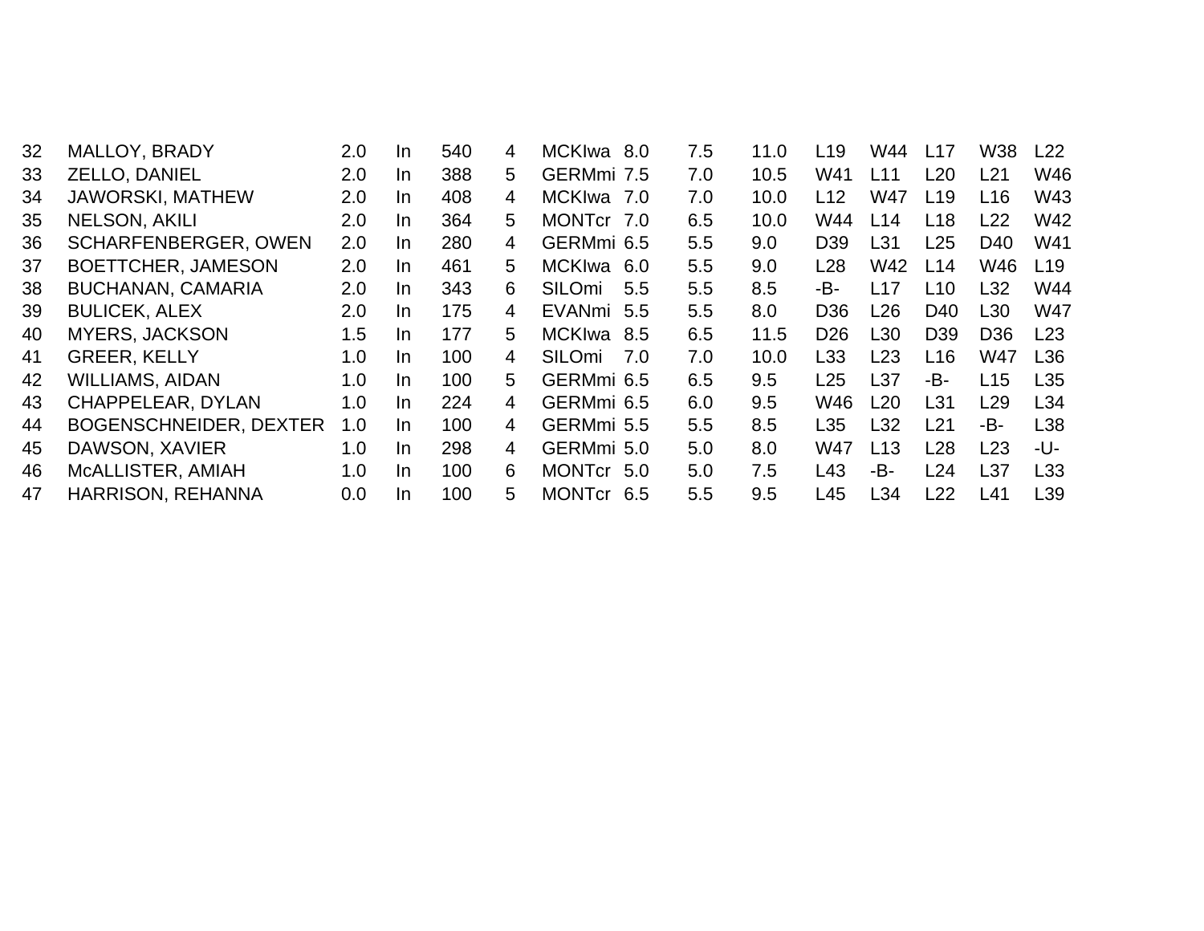| | | | | | | | | | | | | | | |
|---|---|---|---|---|---|---|---|---|---|---|---|---|---|---|
| 32 | MALLOY, BRADY | 2.0 | In | 540 | 4 | MCKIwa | 8.0 | 7.5 | 11.0 | L19 | W44 | L17 | W38 | L22 |
| 33 | ZELLO, DANIEL | 2.0 | In | 388 | 5 | GERMmi | 7.5 | 7.0 | 10.5 | W41 | L11 | L20 | L21 | W46 |
| 34 | JAWORSKI, MATHEW | 2.0 | In | 408 | 4 | MCKIwa | 7.0 | 7.0 | 10.0 | L12 | W47 | L19 | L16 | W43 |
| 35 | NELSON, AKILI | 2.0 | In | 364 | 5 | MONTcr | 7.0 | 6.5 | 10.0 | W44 | L14 | L18 | L22 | W42 |
| 36 | SCHARFENBERGER, OWEN | 2.0 | In | 280 | 4 | GERMmi | 6.5 | 5.5 | 9.0 | D39 | L31 | L25 | D40 | W41 |
| 37 | BOETTCHER, JAMESON | 2.0 | In | 461 | 5 | MCKIwa | 6.0 | 5.5 | 9.0 | L28 | W42 | L14 | W46 | L19 |
| 38 | BUCHANAN, CAMARIA | 2.0 | In | 343 | 6 | SILOmi | 5.5 | 5.5 | 8.5 | -B- | L17 | L10 | L32 | W44 |
| 39 | BULICEK, ALEX | 2.0 | In | 175 | 4 | EVANmi | 5.5 | 5.5 | 8.0 | D36 | L26 | D40 | L30 | W47 |
| 40 | MYERS, JACKSON | 1.5 | In | 177 | 5 | MCKIwa | 8.5 | 6.5 | 11.5 | D26 | L30 | D39 | D36 | L23 |
| 41 | GREER, KELLY | 1.0 | In | 100 | 4 | SILOmi | 7.0 | 7.0 | 10.0 | L33 | L23 | L16 | W47 | L36 |
| 42 | WILLIAMS, AIDAN | 1.0 | In | 100 | 5 | GERMmi | 6.5 | 6.5 | 9.5 | L25 | L37 | -B- | L15 | L35 |
| 43 | CHAPPELEAR, DYLAN | 1.0 | In | 224 | 4 | GERMmi | 6.5 | 6.0 | 9.5 | W46 | L20 | L31 | L29 | L34 |
| 44 | BOGENSCHNEIDER, DEXTER | 1.0 | In | 100 | 4 | GERMmi | 5.5 | 5.5 | 8.5 | L35 | L32 | L21 | -B- | L38 |
| 45 | DAWSON, XAVIER | 1.0 | In | 298 | 4 | GERMmi | 5.0 | 5.0 | 8.0 | W47 | L13 | L28 | L23 | -U- |
| 46 | McALLISTER, AMIAH | 1.0 | In | 100 | 6 | MONTcr | 5.0 | 5.0 | 7.5 | L43 | -B- | L24 | L37 | L33 |
| 47 | HARRISON, REHANNA | 0.0 | In | 100 | 5 | MONTcr | 6.5 | 5.5 | 9.5 | L45 | L34 | L22 | L41 | L39 |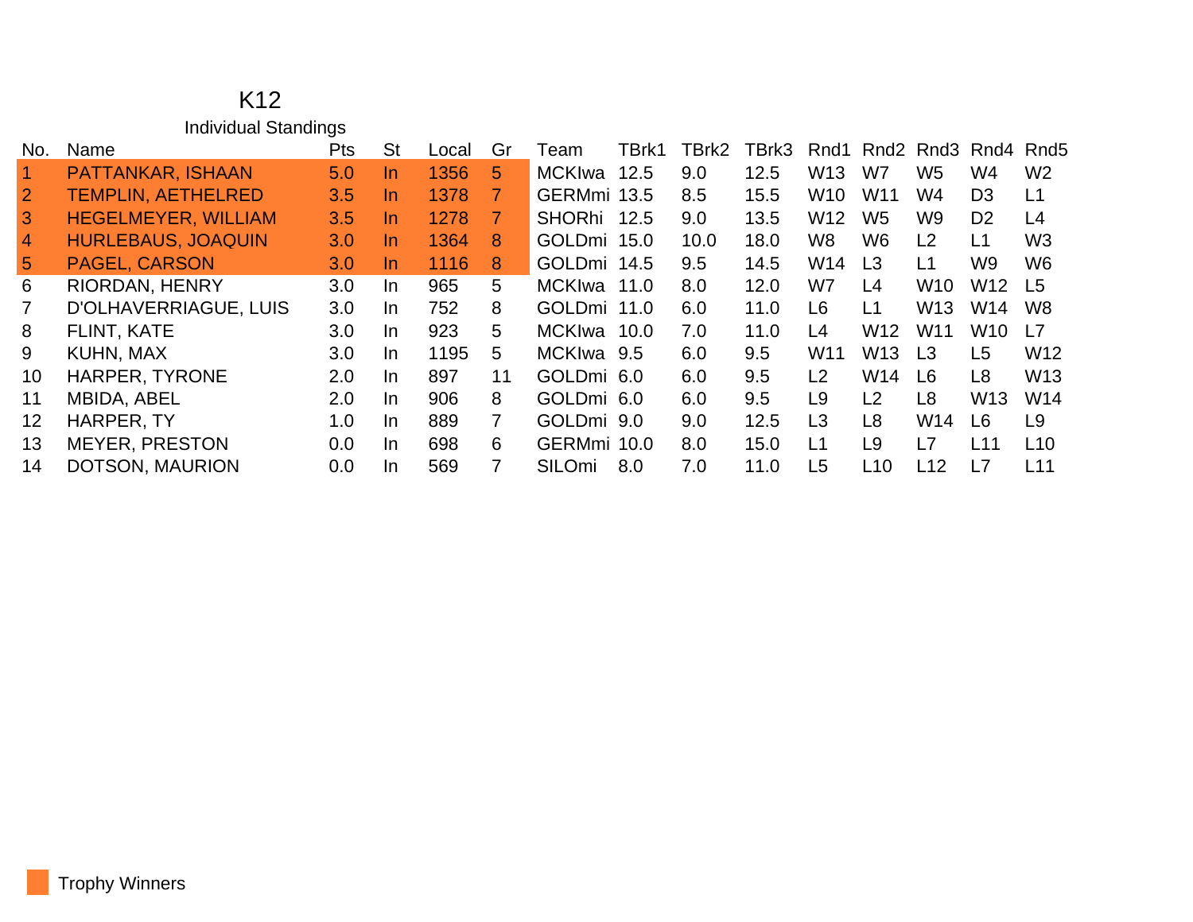# K12

## Individual Standings

| No. | Name | Pts | St | Local | Gr | Team | TBrk1 | TBrk2 | TBrk3 | Rnd1 | Rnd2 | Rnd3 | Rnd4 | Rnd5 |
|---|---|---|---|---|---|---|---|---|---|---|---|---|---|---|
| 1 | PATTANKAR, ISHAAN | 5.0 | In | 1356 | 5 | MCKIwa | 12.5 | 9.0 | 12.5 | W13 | W7 | W5 | W4 | W2 |
| 2 | TEMPLIN, AETHELRED | 3.5 | In | 1378 | 7 | GERMmi | 13.5 | 8.5 | 15.5 | W10 | W11 | W4 | D3 | L1 |
| 3 | HEGELMEYER, WILLIAM | 3.5 | In | 1278 | 7 | SHORhi | 12.5 | 9.0 | 13.5 | W12 | W5 | W9 | D2 | L4 |
| 4 | HURLEBAUS, JOAQUIN | 3.0 | In | 1364 | 8 | GOLDmi | 15.0 | 10.0 | 18.0 | W8 | W6 | L2 | L1 | W3 |
| 5 | PAGEL, CARSON | 3.0 | In | 1116 | 8 | GOLDmi | 14.5 | 9.5 | 14.5 | W14 | L3 | L1 | W9 | W6 |
| 6 | RIORDAN, HENRY | 3.0 | In | 965 | 5 | MCKIwa | 11.0 | 8.0 | 12.0 | W7 | L4 | W10 | W12 | L5 |
| 7 | D'OLHAVERRIAGUE, LUIS | 3.0 | In | 752 | 8 | GOLDmi | 11.0 | 6.0 | 11.0 | L6 | L1 | W13 | W14 | W8 |
| 8 | FLINT, KATE | 3.0 | In | 923 | 5 | MCKIwa | 10.0 | 7.0 | 11.0 | L4 | W12 | W11 | W10 | L7 |
| 9 | KUHN, MAX | 3.0 | In | 1195 | 5 | MCKIwa | 9.5 | 6.0 | 9.5 | W11 | W13 | L3 | L5 | W12 |
| 10 | HARPER, TYRONE | 2.0 | In | 897 | 11 | GOLDmi | 6.0 | 6.0 | 9.5 | L2 | W14 | L6 | L8 | W13 |
| 11 | MBIDA, ABEL | 2.0 | In | 906 | 8 | GOLDmi | 6.0 | 6.0 | 9.5 | L9 | L2 | L8 | W13 | W14 |
| 12 | HARPER, TY | 1.0 | In | 889 | 7 | GOLDmi | 9.0 | 9.0 | 12.5 | L3 | L8 | W14 | L6 | L9 |
| 13 | MEYER, PRESTON | 0.0 | In | 698 | 6 | GERMmi | 10.0 | 8.0 | 15.0 | L1 | L9 | L7 | L11 | L10 |
| 14 | DOTSON, MAURION | 0.0 | In | 569 | 7 | SILOmi | 8.0 | 7.0 | 11.0 | L5 | L10 | L12 | L7 | L11 |

Trophy Winners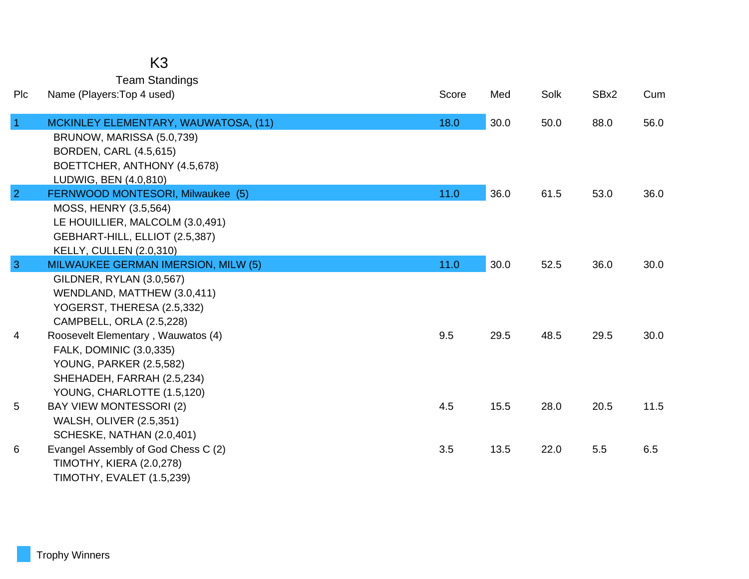# K3

## Team Standings

| Plc | Name (Players:Top 4 used) | Score | Med | Solk | SBx2 | Cum |
|---|---|---|---|---|---|---|
| 1 | MCKINLEY ELEMENTARY, WAUWATOSA, (11) | 18.0 | 30.0 | 50.0 | 88.0 | 56.0 |
| | BRUNOW, MARISSA (5.0,739) | | | | | |
| | BORDEN, CARL (4.5,615) | | | | | |
| | BOETTCHER, ANTHONY (4.5,678) | | | | | |
| | LUDWIG, BEN (4.0,810) | | | | | |
| 2 | FERNWOOD MONTESORI, Milwaukee (5) | 11.0 | 36.0 | 61.5 | 53.0 | 36.0 |
| | MOSS, HENRY (3.5,564) | | | | | |
| | LE HOUILLIER, MALCOLM (3.0,491) | | | | | |
| | GEBHART-HILL, ELLIOT (2.5,387) | | | | | |
| | KELLY, CULLEN (2.0,310) | | | | | |
| 3 | MILWAUKEE GERMAN IMERSION, MILW (5) | 11.0 | 30.0 | 52.5 | 36.0 | 30.0 |
| | GILDNER, RYLAN (3.0,567) | | | | | |
| | WENDLAND, MATTHEW (3.0,411) | | | | | |
| | YOGERST, THERESA (2.5,332) | | | | | |
| | CAMPBELL, ORLA (2.5,228) | | | | | |
| 4 | Roosevelt Elementary , Wauwatos (4) | 9.5 | 29.5 | 48.5 | 29.5 | 30.0 |
| | FALK, DOMINIC (3.0,335) | | | | | |
| | YOUNG, PARKER (2.5,582) | | | | | |
| | SHEHADEH, FARRAH (2.5,234) | | | | | |
| | YOUNG, CHARLOTTE (1.5,120) | | | | | |
| 5 | BAY VIEW MONTESSORI (2) | 4.5 | 15.5 | 28.0 | 20.5 | 11.5 |
| | WALSH, OLIVER (2.5,351) | | | | | |
| | SCHESKE, NATHAN (2.0,401) | | | | | |
| 6 | Evangel Assembly of God Chess C (2) | 3.5 | 13.5 | 22.0 | 5.5 | 6.5 |
| | TIMOTHY, KIERA (2.0,278) | | | | | |
| | TIMOTHY, EVALET (1.5,239) | | | | | |

Trophy Winners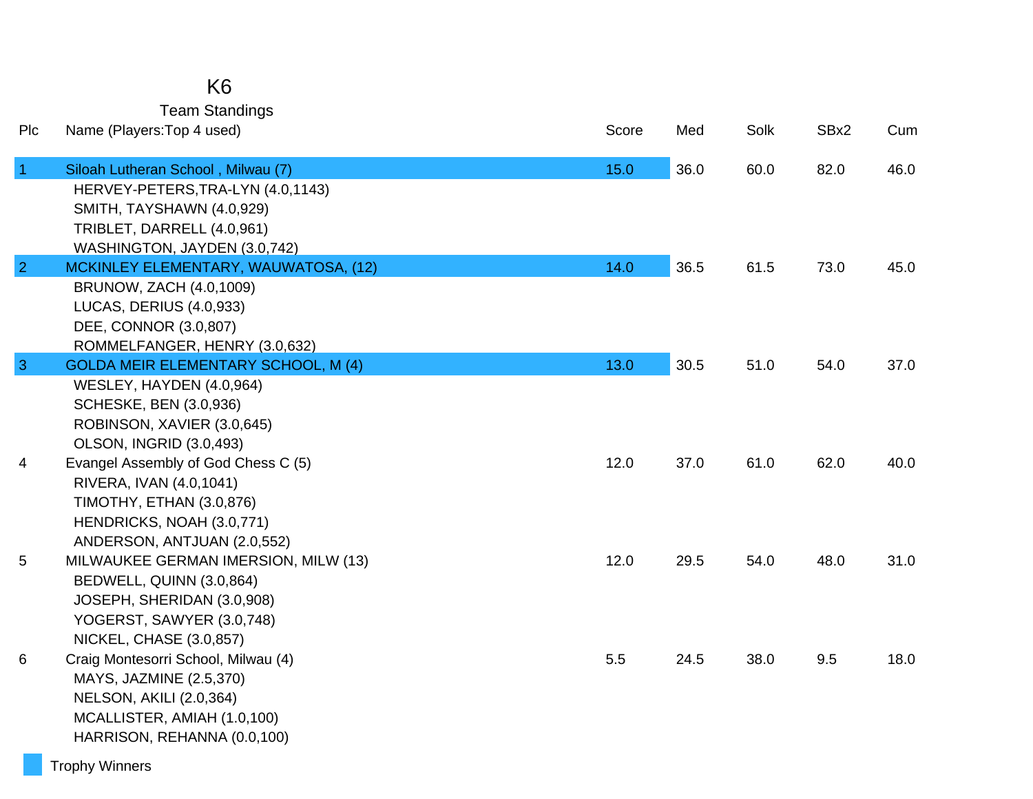# K6

## Team Standings

| Plc | Name (Players:Top 4 used) | Score | Med | Solk | SBx2 | Cum |
|---|---|---|---|---|---|---|
| 1 | Siloah Lutheran School , Milwau (7) | 15.0 | 36.0 | 60.0 | 82.0 | 46.0 |
| | HERVEY-PETERS,TRA-LYN (4.0,1143) | | | | | |
| | SMITH, TAYSHAWN (4.0,929) | | | | | |
| | TRIBLET, DARRELL (4.0,961) | | | | | |
| | WASHINGTON, JAYDEN (3.0,742) | | | | | |
| 2 | MCKINLEY ELEMENTARY, WAUWATOSA, (12) | 14.0 | 36.5 | 61.5 | 73.0 | 45.0 |
| | BRUNOW, ZACH (4.0,1009) | | | | | |
| | LUCAS, DERIUS (4.0,933) | | | | | |
| | DEE, CONNOR (3.0,807) | | | | | |
| | ROMMELFANGER, HENRY (3.0,632) | | | | | |
| 3 | GOLDA MEIR ELEMENTARY SCHOOL, M (4) | 13.0 | 30.5 | 51.0 | 54.0 | 37.0 |
| | WESLEY, HAYDEN (4.0,964) | | | | | |
| | SCHESKE, BEN (3.0,936) | | | | | |
| | ROBINSON, XAVIER (3.0,645) | | | | | |
| | OLSON, INGRID (3.0,493) | | | | | |
| 4 | Evangel Assembly of God Chess C (5) | 12.0 | 37.0 | 61.0 | 62.0 | 40.0 |
| | RIVERA, IVAN (4.0,1041) | | | | | |
| | TIMOTHY, ETHAN (3.0,876) | | | | | |
| | HENDRICKS, NOAH (3.0,771) | | | | | |
| | ANDERSON, ANTJUAN (2.0,552) | | | | | |
| 5 | MILWAUKEE GERMAN IMERSION, MILW (13) | 12.0 | 29.5 | 54.0 | 48.0 | 31.0 |
| | BEDWELL, QUINN (3.0,864) | | | | | |
| | JOSEPH, SHERIDAN (3.0,908) | | | | | |
| | YOGERST, SAWYER (3.0,748) | | | | | |
| | NICKEL, CHASE (3.0,857) | | | | | |
| 6 | Craig Montesorri School, Milwau (4) | 5.5 | 24.5 | 38.0 | 9.5 | 18.0 |
| | MAYS, JAZMINE (2.5,370) | | | | | |
| | NELSON, AKILI (2.0,364) | | | | | |
| | MCALLISTER, AMIAH (1.0,100) | | | | | |
| | HARRISON, REHANNA (0.0,100) | | | | | |

Trophy Winners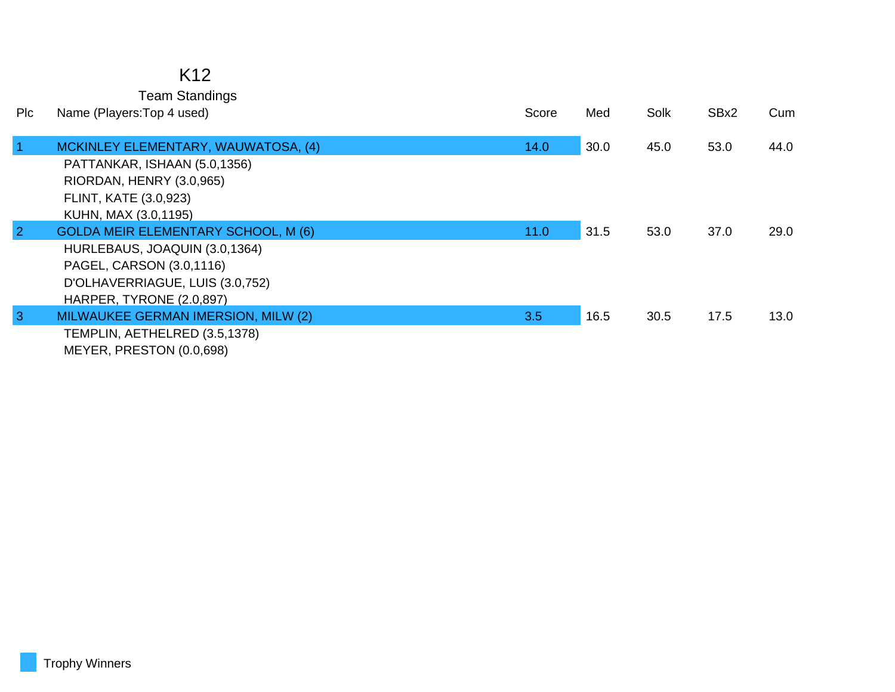# K12

## Team Standings

| Plc | Name (Players:Top 4 used) | Score | Med | Solk | SBx2 | Cum |
|---|---|---|---|---|---|---|
| 1 | MCKINLEY ELEMENTARY, WAUWATOSA, (4) | 14.0 | 30.0 | 45.0 | 53.0 | 44.0 |
| | PATTANKAR, ISHAAN (5.0,1356) | | | | | |
| | RIORDAN, HENRY (3.0,965) | | | | | |
| | FLINT, KATE (3.0,923) | | | | | |
| | KUHN, MAX (3.0,1195) | | | | | |
| 2 | GOLDA MEIR ELEMENTARY SCHOOL, M (6) | 11.0 | 31.5 | 53.0 | 37.0 | 29.0 |
| | HURLEBAUS, JOAQUIN (3.0,1364) | | | | | |
| | PAGEL, CARSON (3.0,1116) | | | | | |
| | D'OLHAVERRIAGUE, LUIS (3.0,752) | | | | | |
| | HARPER, TYRONE (2.0,897) | | | | | |
| 3 | MILWAUKEE GERMAN IMERSION, MILW (2) | 3.5 | 16.5 | 30.5 | 17.5 | 13.0 |
| | TEMPLIN, AETHELRED (3.5,1378) | | | | | |
| | MEYER, PRESTON (0.0,698) | | | | | |

Trophy Winners